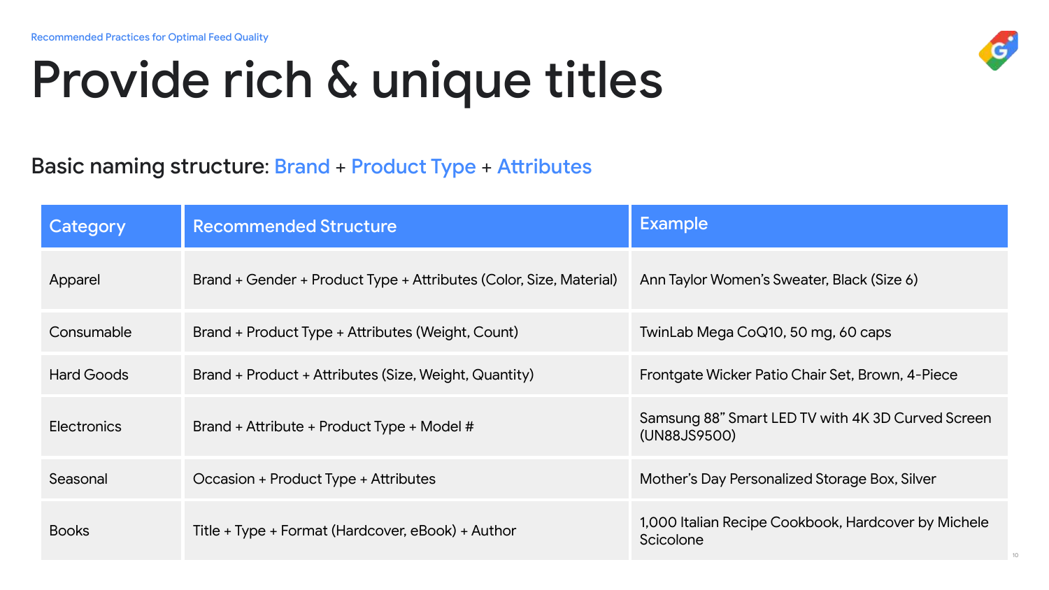Recommended Practices for Optimal Feed Quality

# Provide rich & unique titles

Basic naming structure: Brand + Product Type + Attributes

| Category | Recommended Structure | Example |
|---|---|---|
| Apparel | Brand + Gender + Product Type + Attributes (Color, Size, Material) | Ann Taylor Women's Sweater, Black (Size 6) |
| Consumable | Brand + Product Type + Attributes (Weight, Count) | TwinLab Mega CoQ10, 50 mg, 60 caps |
| Hard Goods | Brand + Product + Attributes (Size, Weight, Quantity) | Frontgate Wicker Patio Chair Set, Brown, 4-Piece |
| Electronics | Brand + Attribute + Product Type + Model # | Samsung 88" Smart LED TV with 4K 3D Curved Screen (UN88JS9500) |
| Seasonal | Occasion + Product Type + Attributes | Mother's Day Personalized Storage Box, Silver |
| Books | Title + Type + Format (Hardcover, eBook) + Author | 1,000 Italian Recipe Cookbook, Hardcover by Michele Scicolone |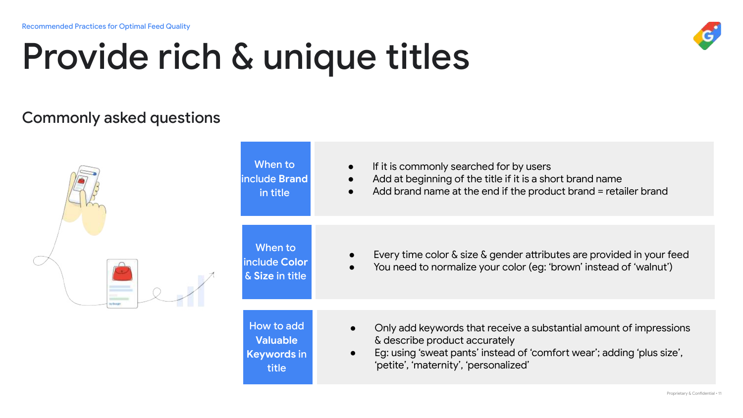Recommended Practices for Optimal Feed Quality

# Provide rich & unique titles

## Commonly asked questions

| | |
|---|---|
| When to include **Brand** in title | • If it is commonly searched for by users<br>• Add at beginning of the title if it is a short brand name<br>• Add brand name at the end if the product brand = retailer brand |
| When to include **Color** & **Size** in title | • Every time color & size & gender attributes are provided in your feed<br>• You need to normalize your color (eg: 'brown' instead of 'walnut') |
| How to add **Valuable Keywords** in title | • Only add keywords that receive a substantial amount of impressions & describe product accurately<br>• Eg: using 'sweat pants' instead of 'comfort wear'; adding 'plus size', 'petite', 'maternity', 'personalized' |